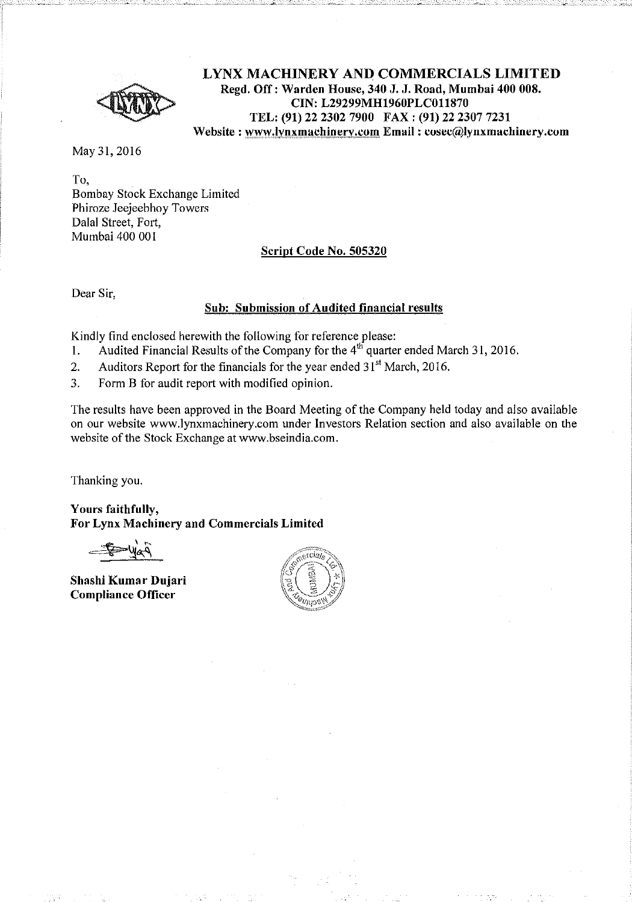# LYNX MACHINERY AND COMMERCIALS LIMITED

**Regd. Off : Warden House, 340 J. J. Road, Mumbai 400 008.**
**CIN: L29299MH1960PLC011870**
**TEL: (91) 22 2302 7900 FAX : (91) 22 2307 7231**
**Website : www.lynxmachinery.com Email : cosec@lynxmachinery.com**

May 31, 2016

To,
Bombay Stock Exchange Limited
Phiroze Jeejeebhoy Towers
Dalal Street, Fort,
Mumbai 400 001

**Script Code No. 505320**

Dear Sir,

**Sub: Submission of Audited financial results**

Kindly find enclosed herewith the following for reference please:

1. Audited Financial Results of the Company for the 4th quarter ended March 31, 2016.
2. Auditors Report for the financials for the year ended 31st March, 2016.
3. Form B for audit report with modified opinion.

The results have been approved in the Board Meeting of the Company held today and also available on our website www.lynxmachinery.com under Investors Relation section and also available on the website of the Stock Exchange at www.bseindia.com.

Thanking you.

**Yours faithfully,**
**For Lynx Machinery and Commercials Limited**

**Shashi Kumar Dujari**
**Compliance Officer**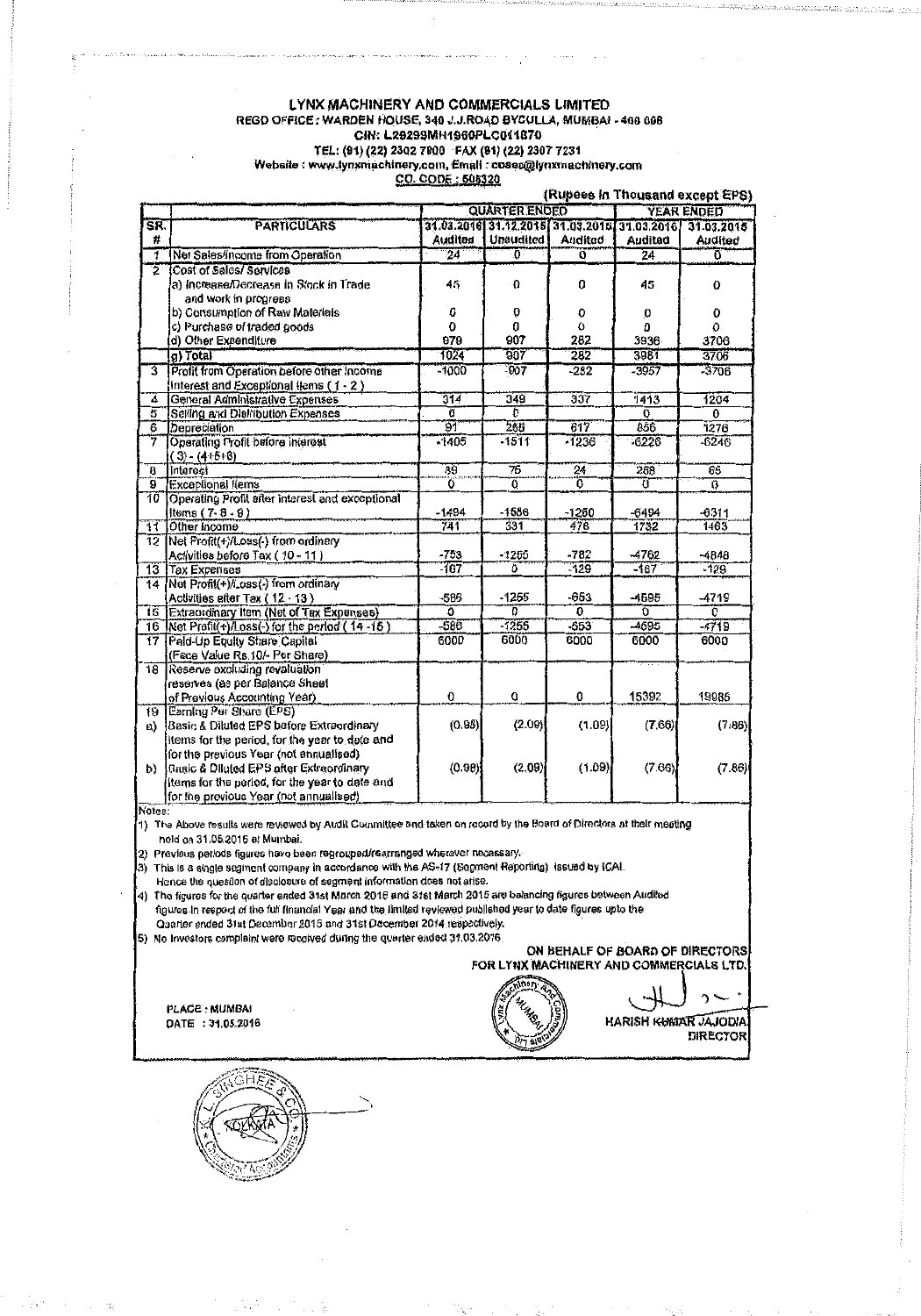# LYNX MACHINERY AND COMMERCIALS LIMITED

**REGD OFFICE : WARDEN HOUSE, 340 J.J.ROAD BYCULLA, MUMBAI - 400 008**

**CIN: L29299MH1960PLC011870**

**TEL: (91) (22) 2302 7900 FAX (91) (22) 2307 7231**

**Website : www.lynxmachinery.com, Email : cosec@lynxmachinery.com**

**CO. CODE : 505320**

**(Rupees in Thousand except EPS)**

| SR. # | PARTICULARS | QUARTER ENDED | | | YEAR ENDED | |
|---|---|---|---|---|---|---|
| | | 31.03.2016 Audited | 31.12.2015 Unaudited | 31.03.2015 Audited | 31.03.2016 Audited | 31.03.2015 Audited |
| 1 | Net Sales/Income from Operation | 24 | 0 | 0 | 24 | 0 |
| 2 | Cost of Sales/ Services | | | | | |
| | a) Increase/Decrease in Stock in Trade and work in progress | 45 | 0 | 0 | 45 | 0 |
| | b) Consumption of Raw Materials | 0 | 0 | 0 | 0 | 0 |
| | c) Purchase of traded goods | 0 | 0 | 0 | 0 | 0 |
| | d) Other Expenditure | 979 | 907 | 282 | 3936 | 3706 |
| | g) Total | 1024 | 907 | 282 | 3981 | 3706 |
| 3 | Profit from Operation before other Income Interest and Exceptional Items ( 1 - 2 ) | -1000 | -907 | -282 | -3957 | -3706 |
| 4 | General Administrative Expenses | 314 | 349 | 337 | 1413 | 1204 |
| 5 | Selling and Distribution Expenses | 0 | 0 | | 0 | 0 |
| 6 | Depreciation | 91 | 255 | 617 | 856 | 1276 |
| 7 | Operating Profit before interest ( 3) - (4+5+6) | -1405 | -1511 | -1236 | -6226 | -6246 |
| 8 | Interest | 89 | 75 | 24 | 268 | 65 |
| 9 | Exceptional Items | 0 | 0 | 0 | 0 | 0 |
| 10 | Operating Profit after interest and exceptional Items ( 7 - 8 - 9 ) | -1494 | -1586 | -1260 | -6494 | -6311 |
| 11 | Other Income | 741 | 331 | 478 | 1732 | 1463 |
| 12 | Net Profit(+)/Loss(-) from ordinary Activities before Tax ( 10 - 11 ) | -753 | -1255 | -782 | -4762 | -4848 |
| 13 | Tax Expenses | -167 | 0 | -129 | -167 | -129 |
| 14 | Net Profit(+)/Loss(-) from ordinary Activities after Tax ( 12 - 13 ) | -586 | -1255 | -653 | -4595 | -4719 |
| 15 | Extraordinary Item (Net of Tax Expenses) | 0 | 0 | 0 | 0 | 0 |
| 16 | Net Profit(+)/Loss(-) for the period ( 14 -15 ) | -586 | -1255 | -653 | -4595 | -4719 |
| 17 | Paid-Up Equity Share Capital (Face Value Rs.10/- Per Share) | 6000 | 6000 | 6000 | 6000 | 6000 |
| 18 | Reserve excluding revaluation reserves (as per Balance Sheet of Previous Accounting Year) | 0 | 0 | 0 | 15392 | 19986 |
| 19 | Earning Per Share (EPS) | | | | | |
| a) | Basic & Diluted EPS before Extraordinary items for the period, for the year to date and for the previous Year (not annualised) | (0.98) | (2.09) | (1.09) | (7.66) | (7.86) |
| b) | Basic & Diluted EPS after Extraordinary items for the period, for the year to date and for the previous Year (not annualised) | (0.98) | (2.09) | (1.09) | (7.66) | (7.86) |

Notes:

1) The Above results were reviewed by Audit Committee and taken on record by the Board of Directors at their meeting held on 31.05.2016 at Mumbai.

2) Previous periods figures have been regrouped/rearranged wherever necessary.

3) This is a single segment company in accordance with the AS-17 (Segment Reporting) issued by ICAI. Hence the question of disclosure of segment information does not arise.

4) The figures for the quarter ended 31st March 2016 and 31st March 2015 are balancing figures between Audited figures in respect of the full financial Year and the limited reviewed published year to date figures upto the Quarter ended 31st December 2015 and 31st December 2014 respectively.

5) No Investors complaint were received during the quarter ended 31.03.2016

ON BEHALF OF BOARD OF DIRECTORS
FOR LYNX MACHINERY AND COMMERCIALS LTD.

PLACE : MUMBAI
DATE : 31.05.2016

HARISH KUMAR JAJODIA
DIRECTOR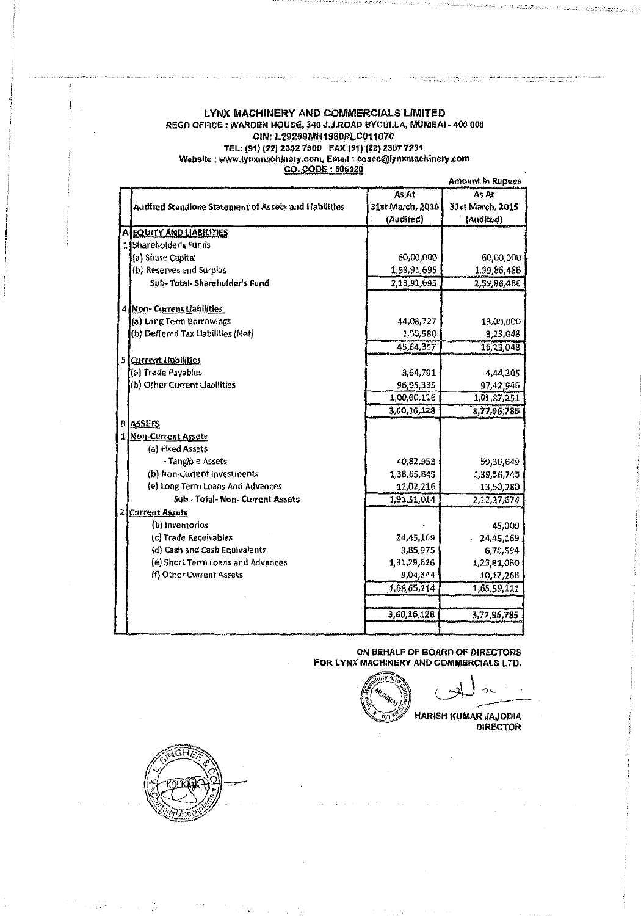# LYNX MACHINERY AND COMMERCIALS LIMITED

REGD OFFICE : WARDEN HOUSE, 340 J.J.ROAD BYCULLA, MUMBAI - 400 008

CIN: L29299MH1960PLC011870

TEL.: (91) (22) 2302 7900 FAX (91) (22) 2307 7231

Website : www.lynxmachinery.com, Email : cosec@lynxmachinery.com

CO. CODE : 505320

Amount in Rupees

| | Audited Standlone Statement of Assets and Liabilities | As At 31st March, 2016 (Audited) | As At 31st March, 2015 (Audited) |
|---|---|---|---|
| A | EQUITY AND LIABILITIES | | |
| 1 | Shareholder's Funds | | |
| | (a) Share Capital | 60,00,000 | 60,00,000 |
| | (b) Reserves and Surplus | 1,53,91,695 | 1,99,86,486 |
| | Sub- Total- Shareholder's Fund | 2,13,91,695 | 2,59,86,486 |
| | | | |
| 4 | Non- Current Liabilities | | |
| | (a) Long Term Borrowings | 44,08,727 | 13,00,000 |
| | (b) Deffered Tax Liabilities (Net) | 1,55,580 | 3,23,048 |
| | | 45,64,307 | 16,23,048 |
| 5 | Current Liabilities | | |
| | (a) Trade Payables | 3,64,791 | 4,44,305 |
| | (b) Other Current Liabilities | 96,95,335 | 97,42,946 |
| | | 1,00,60,126 | 1,01,87,251 |
| | | 3,60,16,128 | 3,77,96,785 |
| B | ASSETS | | |
| 1 | Non-Current Assets | | |
| | (a) Fixed Assets | | |
| | - Tangible Assets | 40,82,953 | 59,30,649 |
| | (b) Non-Current Investments | 1,38,65,845 | 1,39,56,745 |
| | (e) Long Term Loans And Advances | 12,02,216 | 13,50,280 |
| | Sub - Total- Non- Current Assets | 1,91,51,014 | 2,12,37,674 |
| 2 | Current Assets | | |
| | (b) Inventories | - | 45,000 |
| | (c) Trade Receivables | 24,45,169 | 24,45,169 |
| | (d) Cash and Cash Equivalents | 3,85,975 | 6,70,594 |
| | (e) Short Term Loans and Advances | 1,31,29,626 | 1,23,81,080 |
| | (f) Other Current Assets | 9,04,344 | 10,17,268 |
| | | 1,68,65,114 | 1,65,59,111 |
| | | | |
| | | 3,60,16,128 | 3,77,96,785 |

ON BEHALF OF BOARD OF DIRECTORS
FOR LYNX MACHINERY AND COMMERCIALS LTD.

HARISH KUMAR JAJODIA
DIRECTOR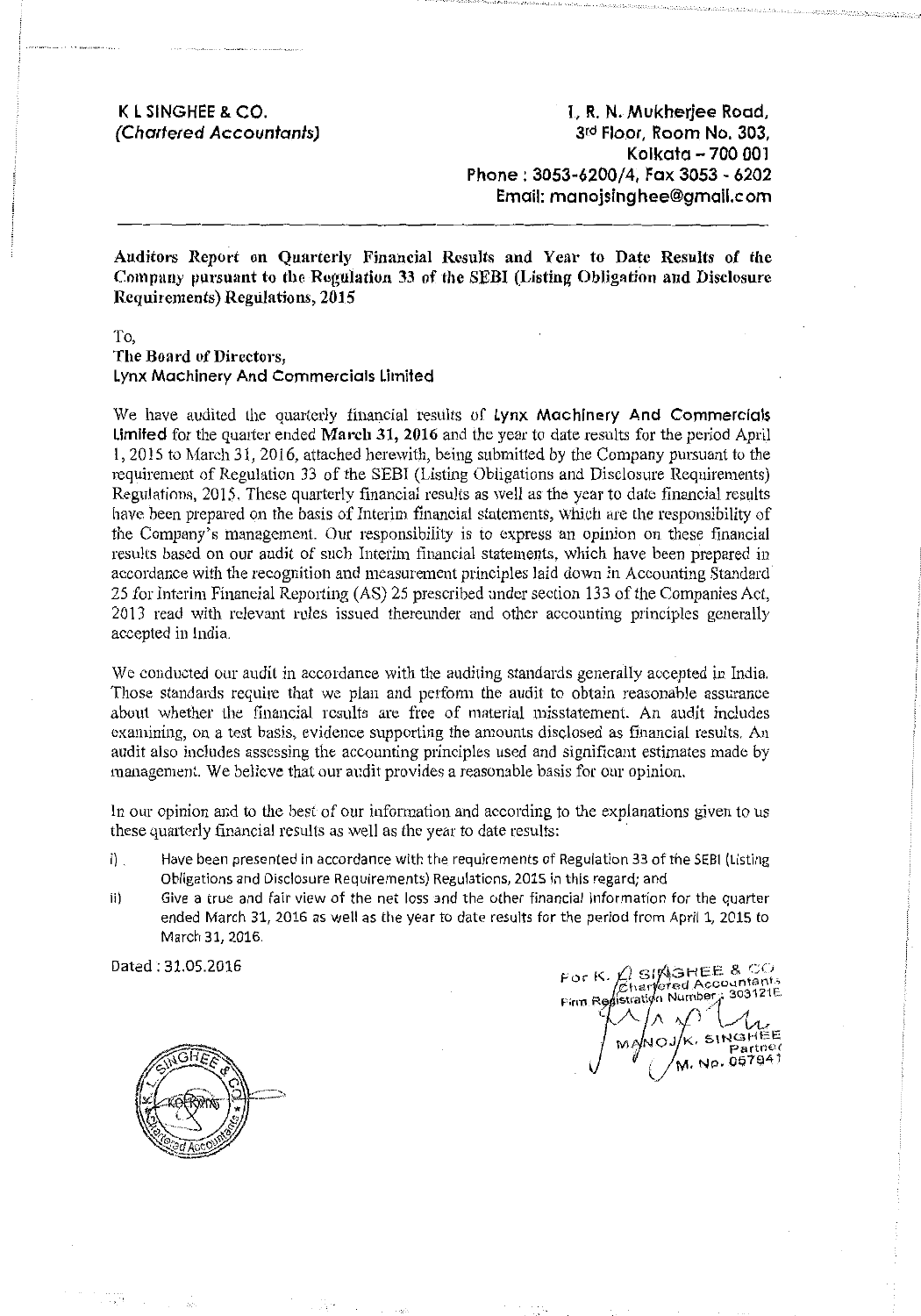**K L SINGHEE & CO.**
***(Chartered Accountants)***

**1, R. N. Mukherjee Road,**
**3rd Floor, Room No. 303,**
**Kolkata – 700 001**
**Phone : 3053-6200/4, Fax 3053 - 6202**
**Email: manojsinghee@gmail.com**

---

**Auditors Report on Quarterly Financial Results and Year to Date Results of the Company pursuant to the Regulation 33 of the SEBI (Listing Obligation and Disclosure Requirements) Regulations, 2015**

To,
**The Board of Directors,**
**Lynx Machinery And Commercials Limited**

We have audited the quarterly financial results of **Lynx Machinery And Commercials Limited** for the quarter ended **March 31, 2016** and the year to date results for the period April 1, 2015 to March 31, 2016, attached herewith, being submitted by the Company pursuant to the requirement of Regulation 33 of the SEBI (Listing Obligations and Disclosure Requirements) Regulations, 2015. These quarterly financial results as well as the year to date financial results have been prepared on the basis of Interim financial statements, which are the responsibility of the Company's management. Our responsibility is to express an opinion on these financial results based on our audit of such Interim financial statements, which have been prepared in accordance with the recognition and measurement principles laid down in Accounting Standard 25 for Interim Financial Reporting (AS) 25 prescribed under section 133 of the Companies Act, 2013 read with relevant rules issued thereunder and other accounting principles generally accepted in India.

We conducted our audit in accordance with the auditing standards generally accepted in India. Those standards require that we plan and perform the audit to obtain reasonable assurance about whether the financial results are free of material misstatement. An audit includes examining, on a test basis, evidence supporting the amounts disclosed as financial results. An audit also includes assessing the accounting principles used and significant estimates made by management. We believe that our audit provides a reasonable basis for our opinion.

In our opinion and to the best of our information and according to the explanations given to us these quarterly financial results as well as the year to date results:

i) Have been presented in accordance with the requirements of Regulation 33 of the SEBI (Listing Obligations and Disclosure Requirements) Regulations, 2015 in this regard; and
ii) Give a true and fair view of the net loss and the other financial information for the quarter ended March 31, 2016 as well as the year to date results for the period from April 1, 2015 to March 31, 2016.

Dated : 31.05.2016

For K. L SINGHEE & CO
Chartered Accountants
Firm Registration Number : 303121E

MANOJ K. SINGHEE
Partner
M. No. 057941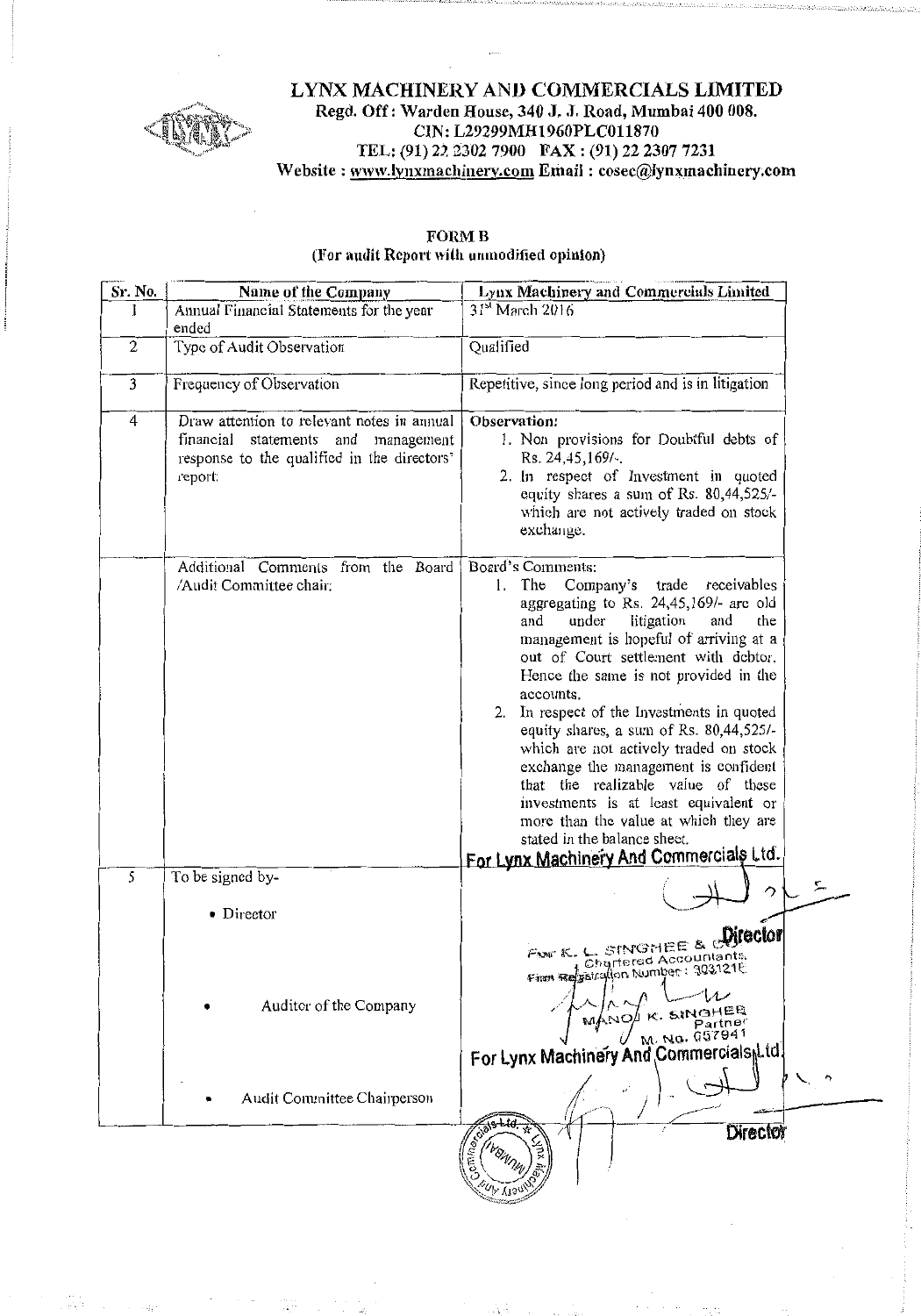# LYNX MACHINERY AND COMMERCIALS LIMITED

**Regd. Off : Warden House, 340 J. J. Road, Mumbai 400 008.**
**CIN: L29299MH1960PLC011870**
**TEL: (91) 22 2302 7900 FAX : (91) 22 2307 7231**
**Website : www.lynxmachinery.com Email : cosec@lynxmachinery.com**

**FORM B**
**(For audit Report with unmodified opinion)**

| Sr. No. | Name of the Company | Lynx Machinery and Commercials Limited |
|---|---|---|
| 1 | Annual Financial Statements for the year ended | 31[st] March 2016 |
| 2 | Type of Audit Observation | Qualified |
| 3 | Frequency of Observation | Repetitive, since long period and is in litigation |
| 4 | Draw attention to relevant notes in annual financial statements and management response to the qualified in the directors' report: | **Observation:** 1. Non provisions for Doubtful debts of Rs. 24,45,169/-. 2. In respect of Investment in quoted equity shares a sum of Rs. 80,44,525/- which are not actively traded on stock exchange. |
| | Additional Comments from the Board /Audit Committee chair: | Board's Comments: 1. The Company's trade receivables aggregating to Rs. 24,45,169/- are old and under litigation and the management is hopeful of arriving at a out of Court settlement with debtor. Hence the same is not provided in the accounts. 2. In respect of the Investments in quoted equity shares, a sum of Rs. 80,44,525/- which are not actively traded on stock exchange the management is confident that the realizable value of these investments is at least equivalent or more than the value at which they are stated in the balance sheet. **For Lynx Machinery And Commercials Ltd.** |
| 5 | To be signed by- • Director | **Director** |
| | • Auditor of the Company | For K. L. SINGHEE & CO. Chartered Accountants. Firm Registration Number : 303121E MANOJ K. SINGHEE Partner M. No. 057941 |
| | • Audit Committee Chairperson | **For Lynx Machinery And Commercials Ltd.** **Director** |